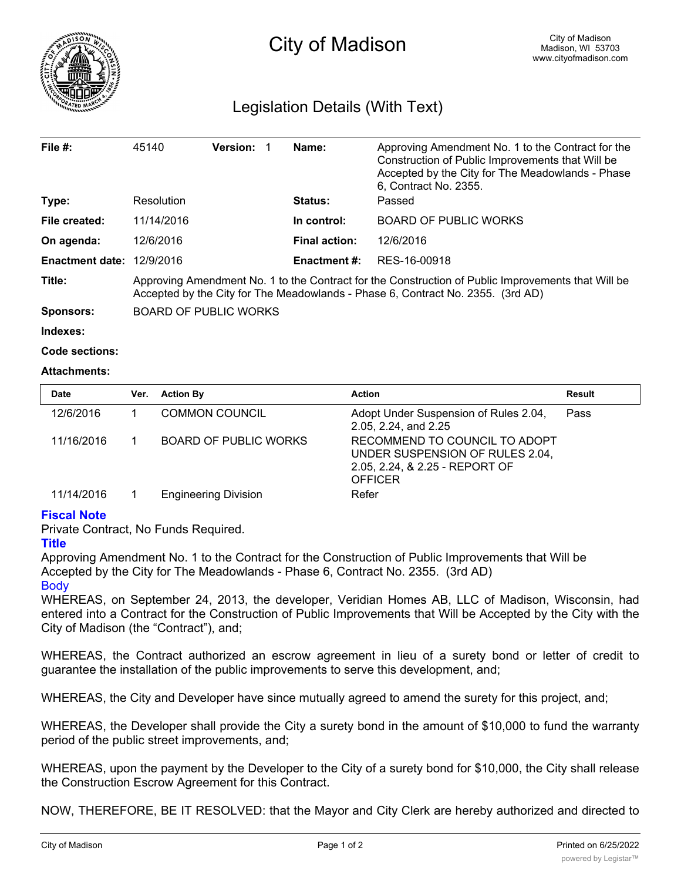# City of Madison

City of Madison
Madison, WI 53703
www.cityofmadison.com

## Legislation Details (With Text)

| | | | |
|---|---|---|---|
| **File #:** | 45140 **Version:** 1 | **Name:** | Approving Amendment No. 1 to the Contract for the Construction of Public Improvements that Will be Accepted by the City for The Meadowlands - Phase 6, Contract No. 2355. |
| **Type:** | Resolution | **Status:** | Passed |
| **File created:** | 11/14/2016 | **In control:** | BOARD OF PUBLIC WORKS |
| **On agenda:** | 12/6/2016 | **Final action:** | 12/6/2016 |
| **Enactment date:** | 12/9/2016 | **Enactment #:** | RES-16-00918 |

**Title:** Approving Amendment No. 1 to the Contract for the Construction of Public Improvements that Will be Accepted by the City for The Meadowlands - Phase 6, Contract No. 2355. (3rd AD)

**Sponsors:** BOARD OF PUBLIC WORKS

**Indexes:**

**Code sections:**

**Attachments:**

| Date | Ver. | Action By | Action | Result |
|---|---|---|---|---|
| 12/6/2016 | 1 | COMMON COUNCIL | Adopt Under Suspension of Rules 2.04, 2.05, 2.24, and 2.25 | Pass |
| 11/16/2016 | 1 | BOARD OF PUBLIC WORKS | RECOMMEND TO COUNCIL TO ADOPT UNDER SUSPENSION OF RULES 2.04, 2.05, 2.24, & 2.25 - REPORT OF OFFICER | |
| 11/14/2016 | 1 | Engineering Division | Refer | |

**Fiscal Note**

Private Contract, No Funds Required.

**Title**

Approving Amendment No. 1 to the Contract for the Construction of Public Improvements that Will be Accepted by the City for The Meadowlands - Phase 6, Contract No. 2355. (3rd AD)

Body

WHEREAS, on September 24, 2013, the developer, Veridian Homes AB, LLC of Madison, Wisconsin, had entered into a Contract for the Construction of Public Improvements that Will be Accepted by the City with the City of Madison (the "Contract"), and;

WHEREAS, the Contract authorized an escrow agreement in lieu of a surety bond or letter of credit to guarantee the installation of the public improvements to serve this development, and;

WHEREAS, the City and Developer have since mutually agreed to amend the surety for this project, and;

WHEREAS, the Developer shall provide the City a surety bond in the amount of $10,000 to fund the warranty period of the public street improvements, and;

WHEREAS, upon the payment by the Developer to the City of a surety bond for $10,000, the City shall release the Construction Escrow Agreement for this Contract.

NOW, THEREFORE, BE IT RESOLVED: that the Mayor and City Clerk are hereby authorized and directed to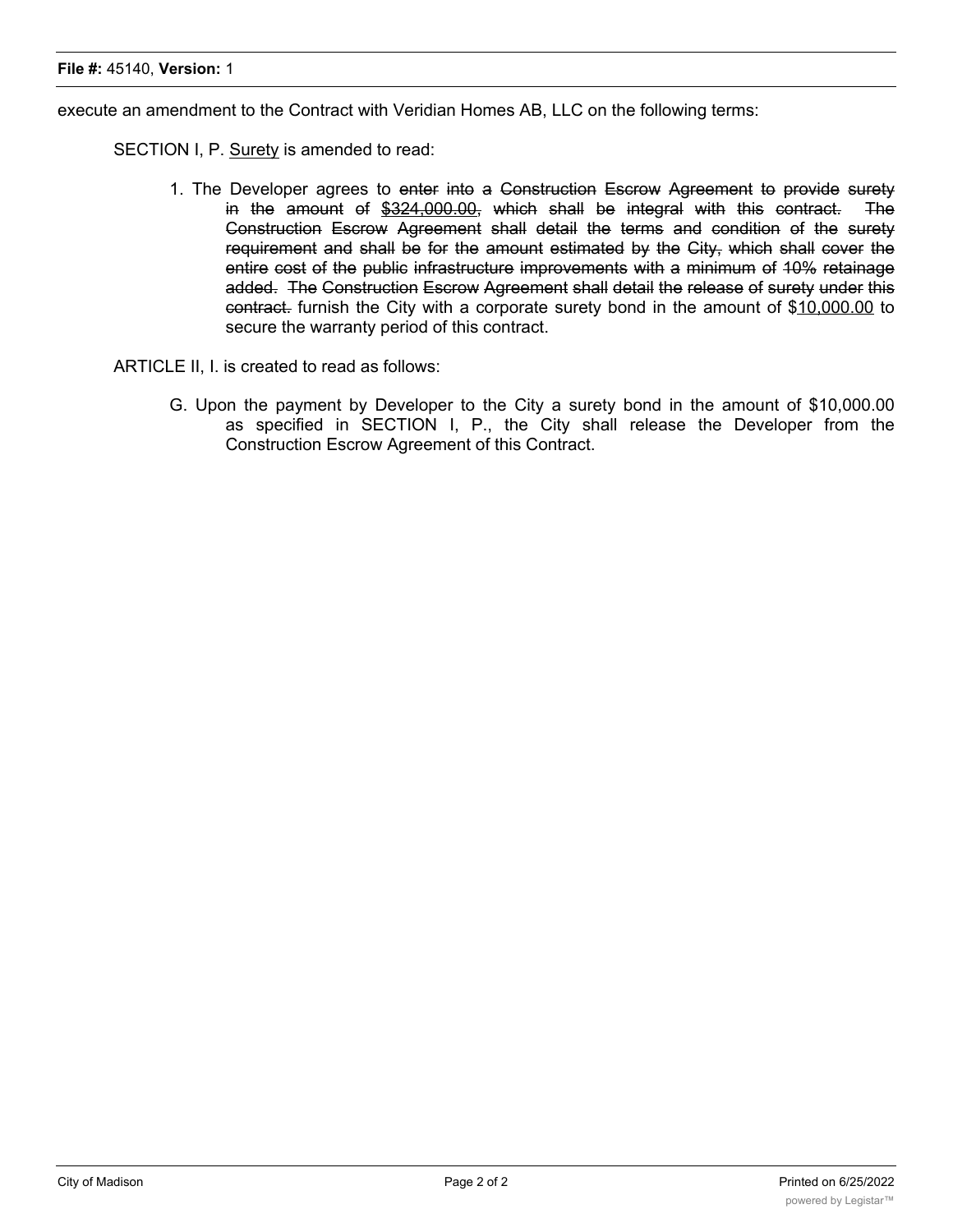execute an amendment to the Contract with Veridian Homes AB, LLC on the following terms:

SECTION I, P. <u>Surety</u> is amended to read:

1. The Developer agrees to ~~enter into a Construction Escrow Agreement to provide surety in the amount of <u>$324,000.00</u>, which shall be integral with this contract. The Construction Escrow Agreement shall detail the terms and condition of the surety requirement and shall be for the amount estimated by the City, which shall cover the entire cost of the public infrastructure improvements with a minimum of 10% retainage added. The Construction Escrow Agreement shall detail the release of surety under this contract.~~ furnish the City with a corporate surety bond in the amount of $<u>10,000.00</u> to secure the warranty period of this contract.

ARTICLE II, I. is created to read as follows:

G. Upon the payment by Developer to the City a surety bond in the amount of $10,000.00 as specified in SECTION I, P., the City shall release the Developer from the Construction Escrow Agreement of this Contract.